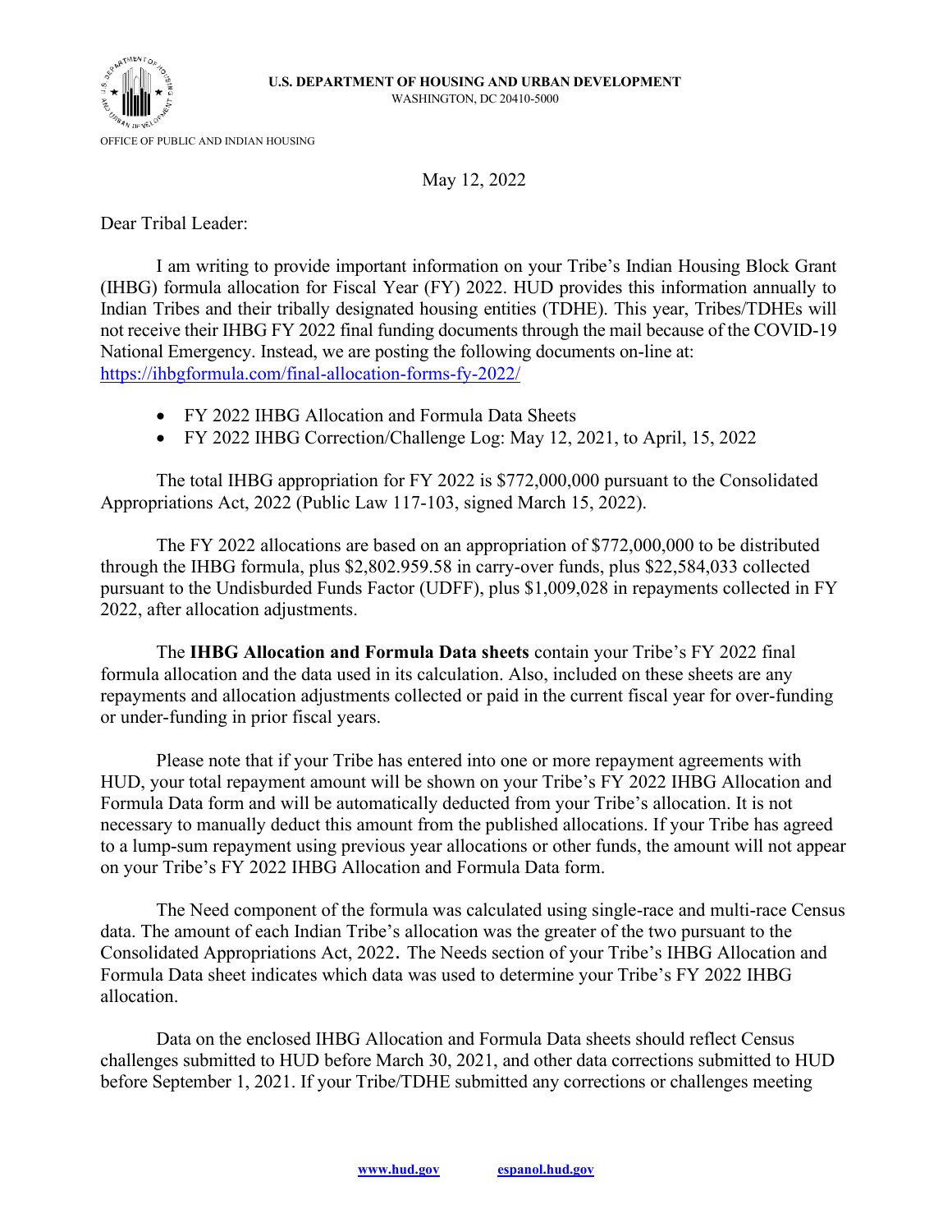**U.S. DEPARTMENT OF HOUSING AND URBAN DEVELOPMENT**
WASHINGTON, DC 20410-5000

OFFICE OF PUBLIC AND INDIAN HOUSING

May 12, 2022

Dear Tribal Leader:

I am writing to provide important information on your Tribe's Indian Housing Block Grant (IHBG) formula allocation for Fiscal Year (FY) 2022. HUD provides this information annually to Indian Tribes and their tribally designated housing entities (TDHE). This year, Tribes/TDHEs will not receive their IHBG FY 2022 final funding documents through the mail because of the COVID-19 National Emergency. Instead, we are posting the following documents on-line at: https://ihbgformula.com/final-allocation-forms-fy-2022/

- FY 2022 IHBG Allocation and Formula Data Sheets
- FY 2022 IHBG Correction/Challenge Log: May 12, 2021, to April, 15, 2022

The total IHBG appropriation for FY 2022 is $772,000,000 pursuant to the Consolidated Appropriations Act, 2022 (Public Law 117-103, signed March 15, 2022).

The FY 2022 allocations are based on an appropriation of $772,000,000 to be distributed through the IHBG formula, plus $2,802.959.58 in carry-over funds, plus $22,584,033 collected pursuant to the Undisburded Funds Factor (UDFF), plus $1,009,028 in repayments collected in FY 2022, after allocation adjustments.

The **IHBG Allocation and Formula Data sheets** contain your Tribe's FY 2022 final formula allocation and the data used in its calculation. Also, included on these sheets are any repayments and allocation adjustments collected or paid in the current fiscal year for over-funding or under-funding in prior fiscal years.

Please note that if your Tribe has entered into one or more repayment agreements with HUD, your total repayment amount will be shown on your Tribe's FY 2022 IHBG Allocation and Formula Data form and will be automatically deducted from your Tribe's allocation. It is not necessary to manually deduct this amount from the published allocations. If your Tribe has agreed to a lump-sum repayment using previous year allocations or other funds, the amount will not appear on your Tribe's FY 2022 IHBG Allocation and Formula Data form.

The Need component of the formula was calculated using single-race and multi-race Census data. The amount of each Indian Tribe's allocation was the greater of the two pursuant to the Consolidated Appropriations Act, 2022. The Needs section of your Tribe's IHBG Allocation and Formula Data sheet indicates which data was used to determine your Tribe's FY 2022 IHBG allocation.

Data on the enclosed IHBG Allocation and Formula Data sheets should reflect Census challenges submitted to HUD before March 30, 2021, and other data corrections submitted to HUD before September 1, 2021. If your Tribe/TDHE submitted any corrections or challenges meeting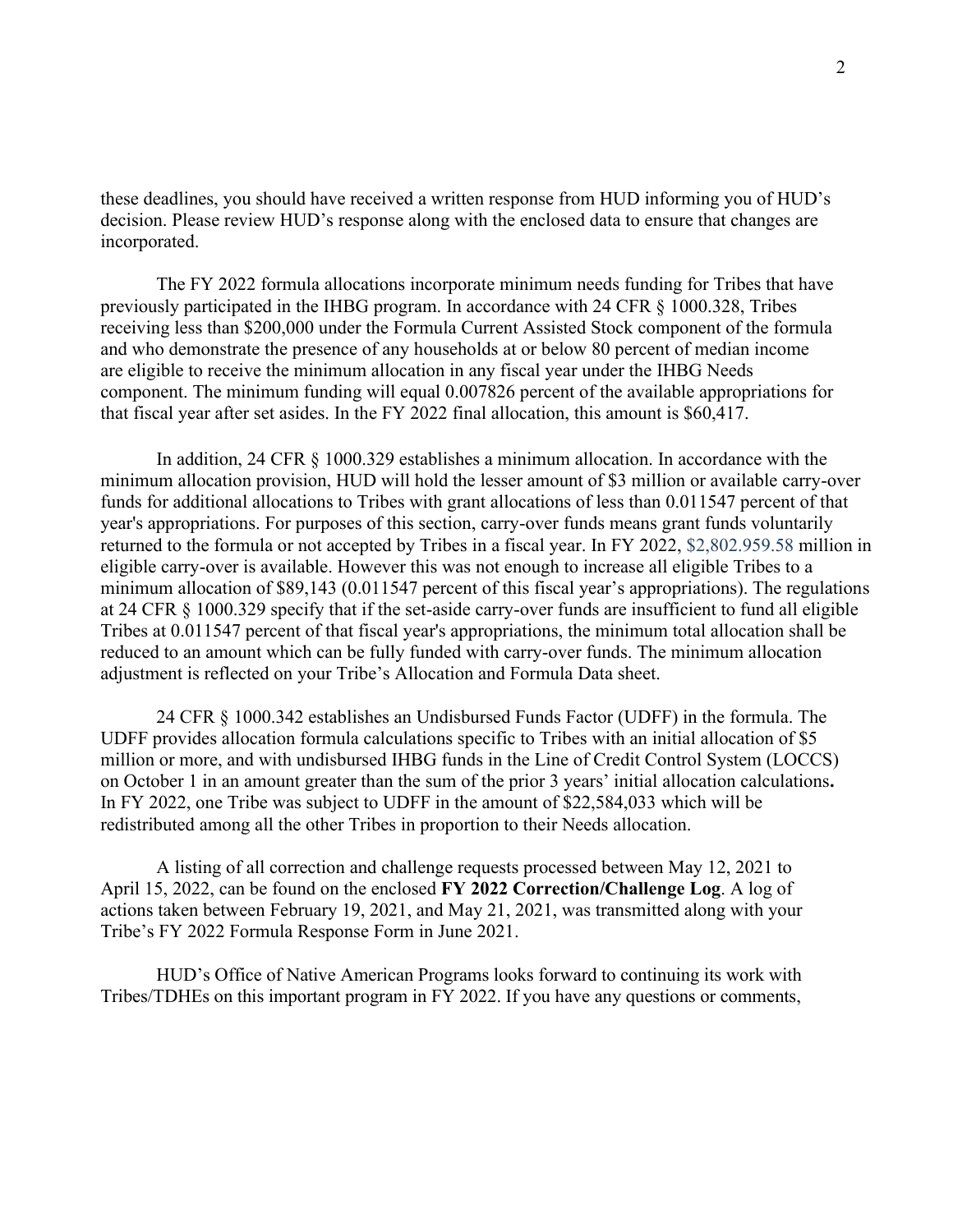these deadlines, you should have received a written response from HUD informing you of HUD's decision. Please review HUD's response along with the enclosed data to ensure that changes are incorporated.

The FY 2022 formula allocations incorporate minimum needs funding for Tribes that have previously participated in the IHBG program. In accordance with 24 CFR § 1000.328, Tribes receiving less than $200,000 under the Formula Current Assisted Stock component of the formula and who demonstrate the presence of any households at or below 80 percent of median income are eligible to receive the minimum allocation in any fiscal year under the IHBG Needs component. The minimum funding will equal 0.007826 percent of the available appropriations for that fiscal year after set asides. In the FY 2022 final allocation, this amount is $60,417.

In addition, 24 CFR § 1000.329 establishes a minimum allocation. In accordance with the minimum allocation provision, HUD will hold the lesser amount of $3 million or available carry-over funds for additional allocations to Tribes with grant allocations of less than 0.011547 percent of that year's appropriations. For purposes of this section, carry-over funds means grant funds voluntarily returned to the formula or not accepted by Tribes in a fiscal year. In FY 2022, $2,802.959.58 million in eligible carry-over is available. However this was not enough to increase all eligible Tribes to a minimum allocation of $89,143 (0.011547 percent of this fiscal year's appropriations). The regulations at 24 CFR § 1000.329 specify that if the set-aside carry-over funds are insufficient to fund all eligible Tribes at 0.011547 percent of that fiscal year's appropriations, the minimum total allocation shall be reduced to an amount which can be fully funded with carry-over funds. The minimum allocation adjustment is reflected on your Tribe's Allocation and Formula Data sheet.

24 CFR § 1000.342 establishes an Undisbursed Funds Factor (UDFF) in the formula. The UDFF provides allocation formula calculations specific to Tribes with an initial allocation of $5 million or more, and with undisbursed IHBG funds in the Line of Credit Control System (LOCCS) on October 1 in an amount greater than the sum of the prior 3 years' initial allocation calculations**.** In FY 2022, one Tribe was subject to UDFF in the amount of $22,584,033 which will be redistributed among all the other Tribes in proportion to their Needs allocation.

A listing of all correction and challenge requests processed between May 12, 2021 to April 15, 2022, can be found on the enclosed **FY 2022 Correction/Challenge Log**. A log of actions taken between February 19, 2021, and May 21, 2021, was transmitted along with your Tribe's FY 2022 Formula Response Form in June 2021.

HUD's Office of Native American Programs looks forward to continuing its work with Tribes/TDHEs on this important program in FY 2022. If you have any questions or comments,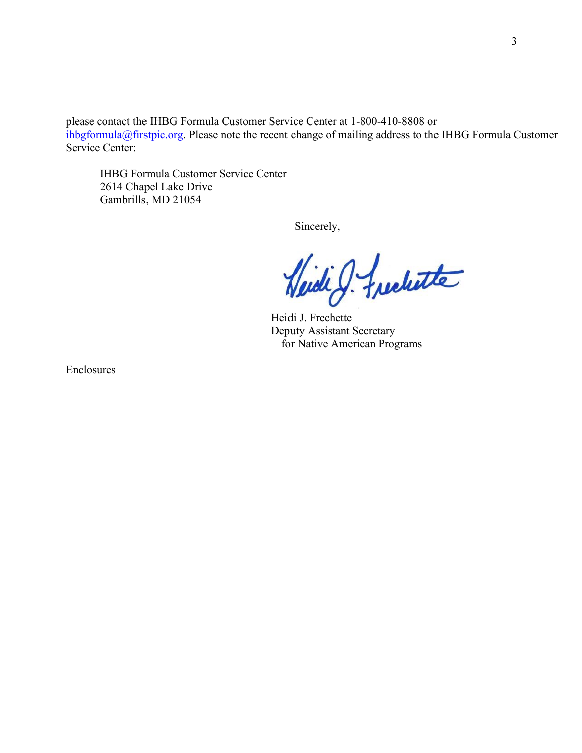please contact the IHBG Formula Customer Service Center at 1-800-410-8808 or ihbgformula@firstpic.org. Please note the recent change of mailing address to the IHBG Formula Customer Service Center:

IHBG Formula Customer Service Center
2614 Chapel Lake Drive
Gambrills, MD 21054

Sincerely,

Heidi J. Frechette
Deputy Assistant Secretary
for Native American Programs

Enclosures